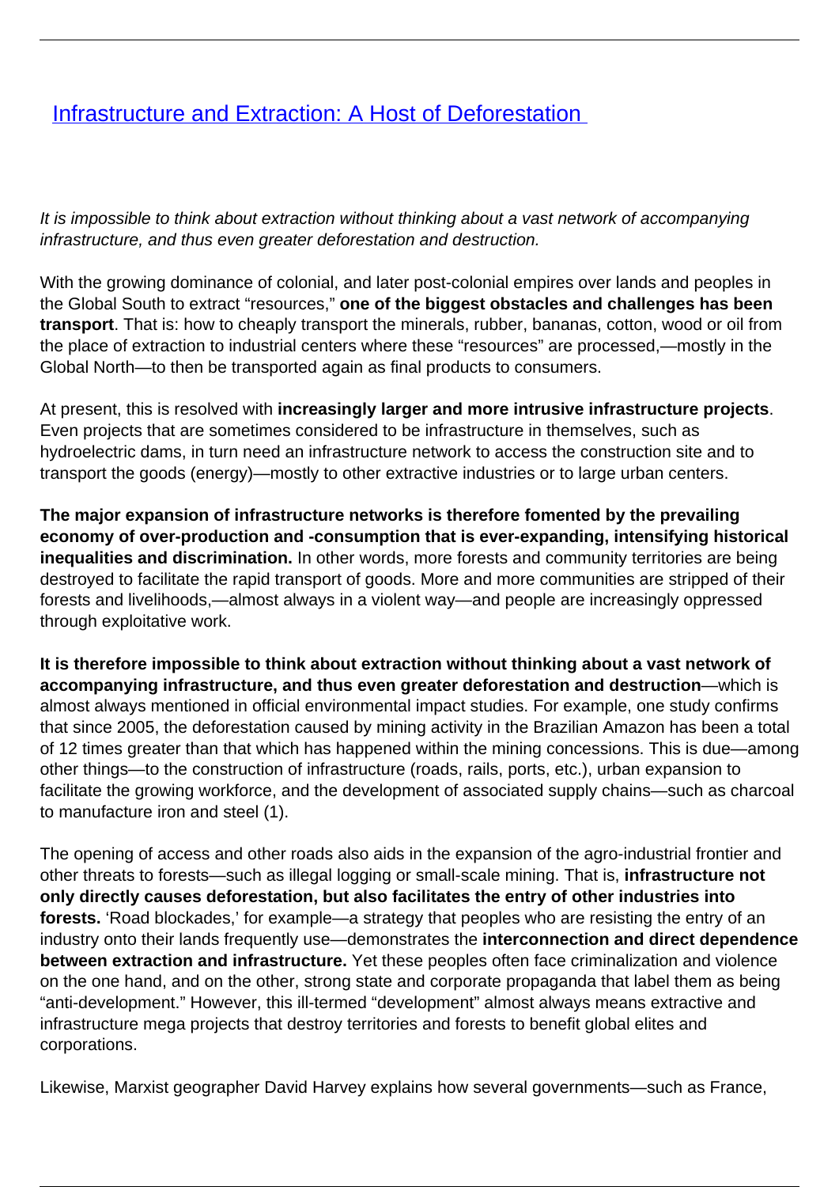# [Infrastructure and Extraction: A Host of Deforestation](#)

*It is impossible to think about extraction without thinking about a vast network of accompanying infrastructure, and thus even greater deforestation and destruction.*

With the growing dominance of colonial, and later post-colonial empires over lands and peoples in the Global South to extract "resources," **one of the biggest obstacles and challenges has been transport**. That is: how to cheaply transport the minerals, rubber, bananas, cotton, wood or oil from the place of extraction to industrial centers where these "resources" are processed,—mostly in the Global North—to then be transported again as final products to consumers.

At present, this is resolved with **increasingly larger and more intrusive infrastructure projects**. Even projects that are sometimes considered to be infrastructure in themselves, such as hydroelectric dams, in turn need an infrastructure network to access the construction site and to transport the goods (energy)—mostly to other extractive industries or to large urban centers.

**The major expansion of infrastructure networks is therefore fomented by the prevailing economy of over-production and -consumption that is ever-expanding, intensifying historical inequalities and discrimination.** In other words, more forests and community territories are being destroyed to facilitate the rapid transport of goods. More and more communities are stripped of their forests and livelihoods,—almost always in a violent way—and people are increasingly oppressed through exploitative work.

**It is therefore impossible to think about extraction without thinking about a vast network of accompanying infrastructure, and thus even greater deforestation and destruction**—which is almost always mentioned in official environmental impact studies. For example, one study confirms that since 2005, the deforestation caused by mining activity in the Brazilian Amazon has been a total of 12 times greater than that which has happened within the mining concessions. This is due—among other things—to the construction of infrastructure (roads, rails, ports, etc.), urban expansion to facilitate the growing workforce, and the development of associated supply chains—such as charcoal to manufacture iron and steel (1).

The opening of access and other roads also aids in the expansion of the agro-industrial frontier and other threats to forests—such as illegal logging or small-scale mining. That is, **infrastructure not only directly causes deforestation, but also facilitates the entry of other industries into forests.** 'Road blockades,' for example—a strategy that peoples who are resisting the entry of an industry onto their lands frequently use—demonstrates the **interconnection and direct dependence between extraction and infrastructure.** Yet these peoples often face criminalization and violence on the one hand, and on the other, strong state and corporate propaganda that label them as being "anti-development." However, this ill-termed "development" almost always means extractive and infrastructure mega projects that destroy territories and forests to benefit global elites and corporations.

Likewise, Marxist geographer David Harvey explains how several governments—such as France,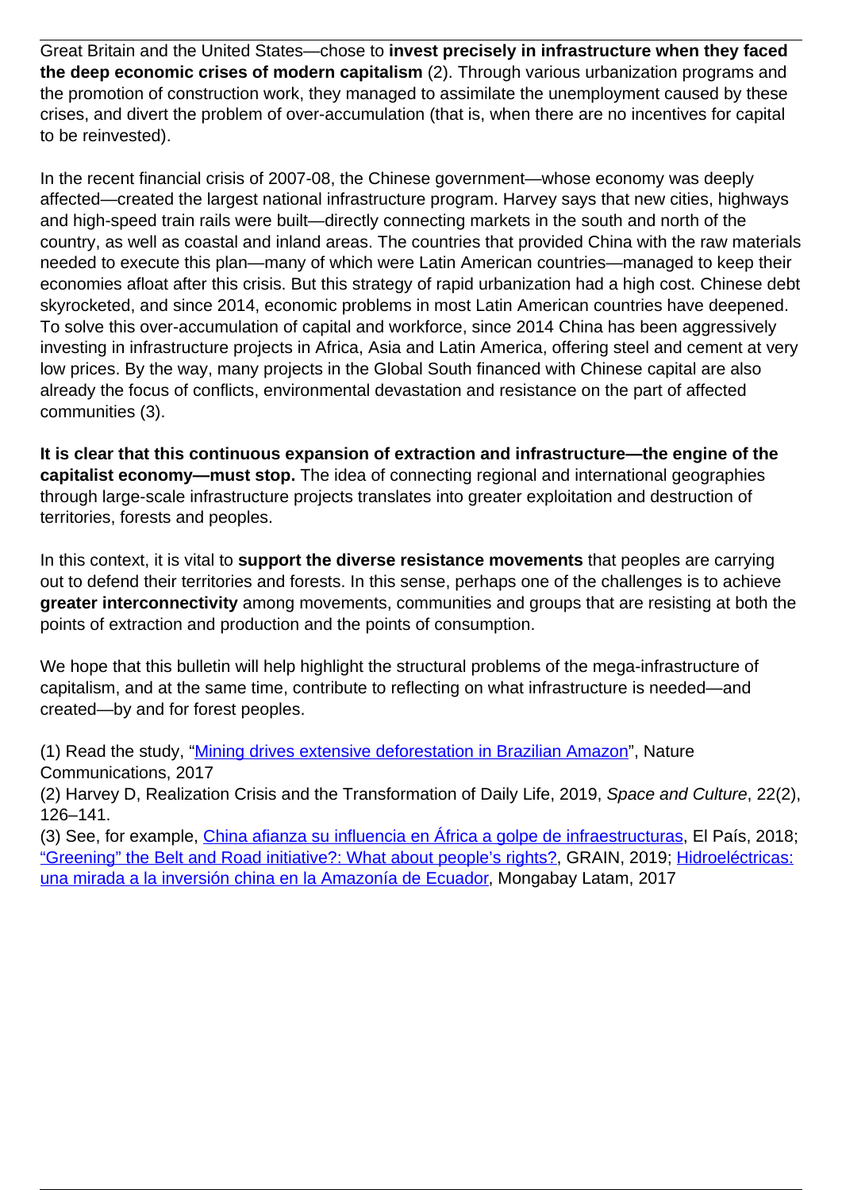Great Britain and the United States—chose to **invest precisely in infrastructure when they faced the deep economic crises of modern capitalism** (2). Through various urbanization programs and the promotion of construction work, they managed to assimilate the unemployment caused by these crises, and divert the problem of over-accumulation (that is, when there are no incentives for capital to be reinvested).

In the recent financial crisis of 2007-08, the Chinese government—whose economy was deeply affected—created the largest national infrastructure program. Harvey says that new cities, highways and high-speed train rails were built—directly connecting markets in the south and north of the country, as well as coastal and inland areas. The countries that provided China with the raw materials needed to execute this plan—many of which were Latin American countries—managed to keep their economies afloat after this crisis. But this strategy of rapid urbanization had a high cost. Chinese debt skyrocketed, and since 2014, economic problems in most Latin American countries have deepened. To solve this over-accumulation of capital and workforce, since 2014 China has been aggressively investing in infrastructure projects in Africa, Asia and Latin America, offering steel and cement at very low prices. By the way, many projects in the Global South financed with Chinese capital are also already the focus of conflicts, environmental devastation and resistance on the part of affected communities (3).

**It is clear that this continuous expansion of extraction and infrastructure—the engine of the capitalist economy—must stop.** The idea of connecting regional and international geographies through large-scale infrastructure projects translates into greater exploitation and destruction of territories, forests and peoples.

In this context, it is vital to **support the diverse resistance movements** that peoples are carrying out to defend their territories and forests. In this sense, perhaps one of the challenges is to achieve **greater interconnectivity** among movements, communities and groups that are resisting at both the points of extraction and production and the points of consumption.

We hope that this bulletin will help highlight the structural problems of the mega-infrastructure of capitalism, and at the same time, contribute to reflecting on what infrastructure is needed—and created—by and for forest peoples.

(1) Read the study, "Mining drives extensive deforestation in Brazilian Amazon", Nature Communications, 2017
(2) Harvey D, Realization Crisis and the Transformation of Daily Life, 2019, *Space and Culture*, 22(2), 126–141.
(3) See, for example, China afianza su influencia en África a golpe de infraestructuras, El País, 2018; "Greening" the Belt and Road initiative?: What about people's rights?, GRAIN, 2019; Hidroeléctricas: una mirada a la inversión china en la Amazonía de Ecuador, Mongabay Latam, 2017